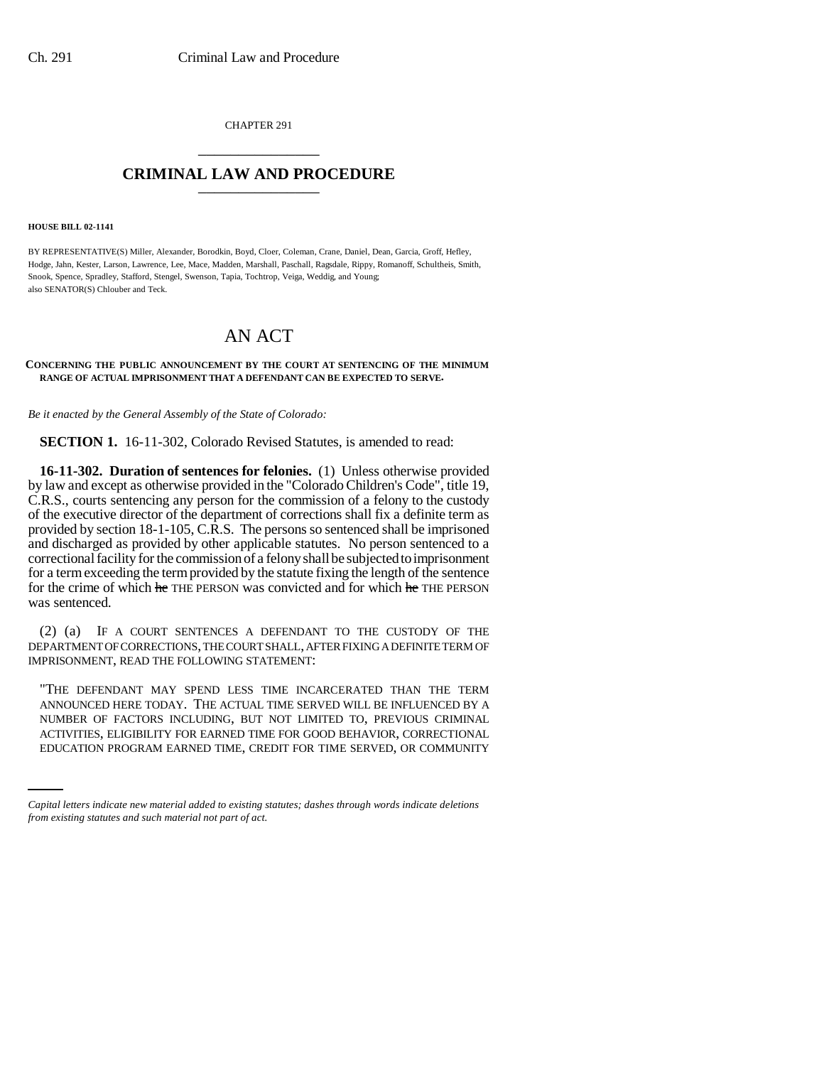CHAPTER 291

# CRIMINAL LAW AND PROCEDURE

**HOUSE BILL 02-1141**

BY REPRESENTATIVE(S) Miller, Alexander, Borodkin, Boyd, Cloer, Coleman, Crane, Daniel, Dean, Garcia, Groff, Hefley, Hodge, Jahn, Kester, Larson, Lawrence, Lee, Mace, Madden, Marshall, Paschall, Ragsdale, Rippy, Romanoff, Schultheis, Smith, Snook, Spence, Spradley, Stafford, Stengel, Swenson, Tapia, Tochtrop, Veiga, Weddig, and Young;
also SENATOR(S) Chlouber and Teck.

# AN ACT

**CONCERNING THE PUBLIC ANNOUNCEMENT BY THE COURT AT SENTENCING OF THE MINIMUM RANGE OF ACTUAL IMPRISONMENT THAT A DEFENDANT CAN BE EXPECTED TO SERVE.**

*Be it enacted by the General Assembly of the State of Colorado:*

**SECTION 1.** 16-11-302, Colorado Revised Statutes, is amended to read:

**16-11-302. Duration of sentences for felonies.** (1) Unless otherwise provided by law and except as otherwise provided in the "Colorado Children's Code", title 19, C.R.S., courts sentencing any person for the commission of a felony to the custody of the executive director of the department of corrections shall fix a definite term as provided by section 18-1-105, C.R.S. The persons so sentenced shall be imprisoned and discharged as provided by other applicable statutes. No person sentenced to a correctional facility for the commission of a felony shall be subjected to imprisonment for a term exceeding the term provided by the statute fixing the length of the sentence for the crime of which ~~he~~ THE PERSON was convicted and for which ~~he~~ THE PERSON was sentenced.

(2) (a) IF A COURT SENTENCES A DEFENDANT TO THE CUSTODY OF THE DEPARTMENT OF CORRECTIONS, THE COURT SHALL, AFTER FIXING A DEFINITE TERM OF IMPRISONMENT, READ THE FOLLOWING STATEMENT:

"THE DEFENDANT MAY SPEND LESS TIME INCARCERATED THAN THE TERM ANNOUNCED HERE TODAY. THE ACTUAL TIME SERVED WILL BE INFLUENCED BY A NUMBER OF FACTORS INCLUDING, BUT NOT LIMITED TO, PREVIOUS CRIMINAL ACTIVITIES, ELIGIBILITY FOR EARNED TIME FOR GOOD BEHAVIOR, CORRECTIONAL EDUCATION PROGRAM EARNED TIME, CREDIT FOR TIME SERVED, OR COMMUNITY

*Capital letters indicate new material added to existing statutes; dashes through words indicate deletions from existing statutes and such material not part of act.*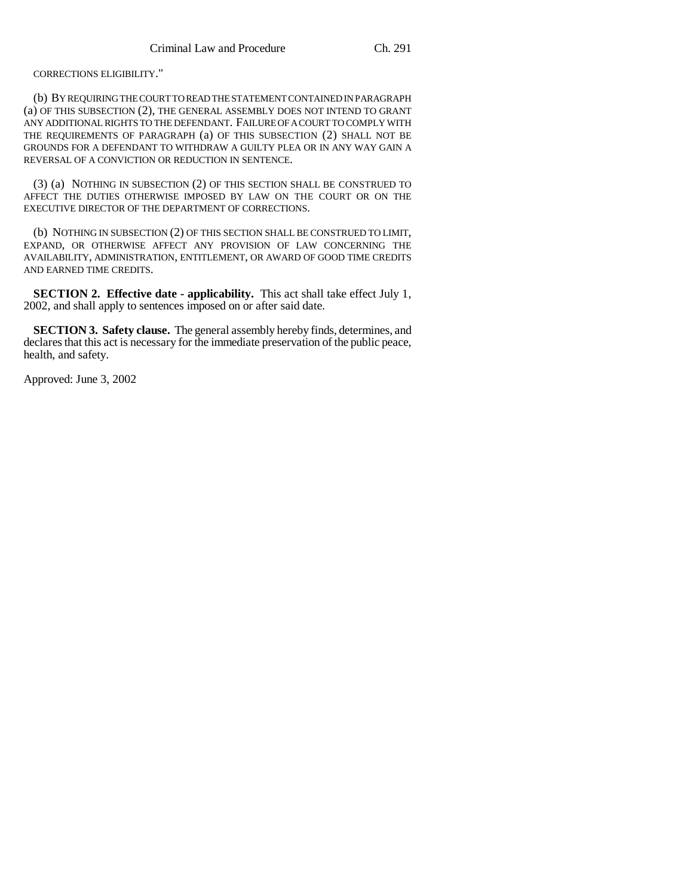CORRECTIONS ELIGIBILITY."

(b) BY REQUIRING THE COURT TO READ THE STATEMENT CONTAINED IN PARAGRAPH (a) OF THIS SUBSECTION (2), THE GENERAL ASSEMBLY DOES NOT INTEND TO GRANT ANY ADDITIONAL RIGHTS TO THE DEFENDANT. FAILURE OF A COURT TO COMPLY WITH THE REQUIREMENTS OF PARAGRAPH (a) OF THIS SUBSECTION (2) SHALL NOT BE GROUNDS FOR A DEFENDANT TO WITHDRAW A GUILTY PLEA OR IN ANY WAY GAIN A REVERSAL OF A CONVICTION OR REDUCTION IN SENTENCE.

(3) (a) NOTHING IN SUBSECTION (2) OF THIS SECTION SHALL BE CONSTRUED TO AFFECT THE DUTIES OTHERWISE IMPOSED BY LAW ON THE COURT OR ON THE EXECUTIVE DIRECTOR OF THE DEPARTMENT OF CORRECTIONS.

(b) NOTHING IN SUBSECTION (2) OF THIS SECTION SHALL BE CONSTRUED TO LIMIT, EXPAND, OR OTHERWISE AFFECT ANY PROVISION OF LAW CONCERNING THE AVAILABILITY, ADMINISTRATION, ENTITLEMENT, OR AWARD OF GOOD TIME CREDITS AND EARNED TIME CREDITS.

**SECTION 2. Effective date - applicability.** This act shall take effect July 1, 2002, and shall apply to sentences imposed on or after said date.

**SECTION 3. Safety clause.** The general assembly hereby finds, determines, and declares that this act is necessary for the immediate preservation of the public peace, health, and safety.

Approved: June 3, 2002